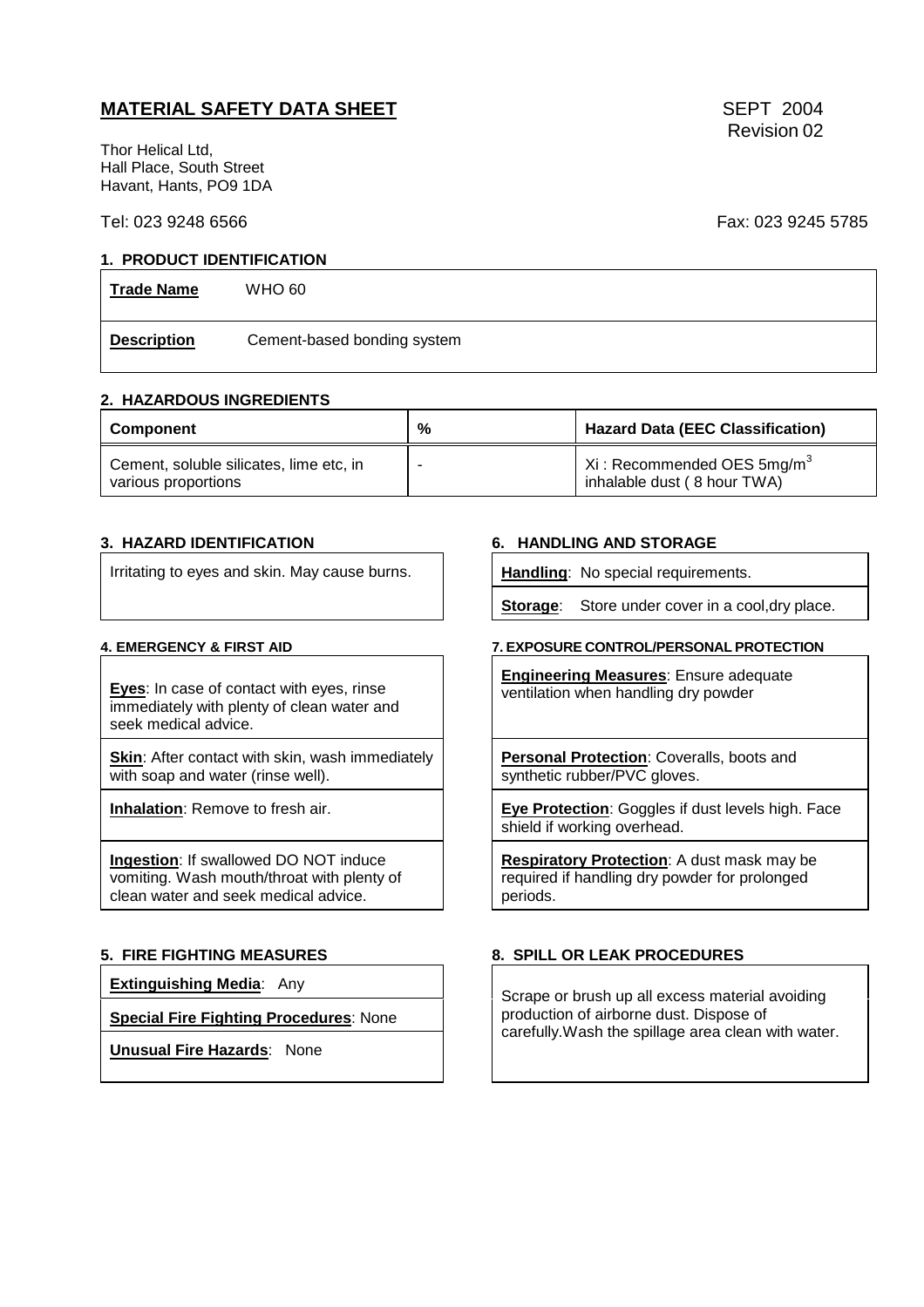# MATERIAL SAFETY DATA SHEET

SEPT 2004
Revision 02

Thor Helical Ltd,
Hall Place, South Street
Havant, Hants, PO9 1DA

Tel: 023 9248 6566

Fax: 023 9245 5785

## 1. PRODUCT IDENTIFICATION

| | |
|---|---|
| **Trade Name** | WHO 60 |
| **Description** | Cement-based bonding system |

## 2. HAZARDOUS INGREDIENTS

| Component | % | Hazard Data (EEC Classification) |
|---|---|---|
| Cement, soluble silicates, lime etc, in various proportions | - | Xi : Recommended OES 5mg/m$^3$ inhalable dust ( 8 hour TWA) |

## 3. HAZARD IDENTIFICATION

Irritating to eyes and skin. May cause burns.

## 4. EMERGENCY & FIRST AID

**Eyes**: In case of contact with eyes, rinse immediately with plenty of clean water and seek medical advice.

**Skin**: After contact with skin, wash immediately with soap and water (rinse well).

**Inhalation**: Remove to fresh air.

**Ingestion**: If swallowed DO NOT induce vomiting. Wash mouth/throat with plenty of clean water and seek medical advice.

## 5. FIRE FIGHTING MEASURES

**Extinguishing Media**: Any

**Special Fire Fighting Procedures**: None

**Unusual Fire Hazards**: None

## 6. HANDLING AND STORAGE

**Handling**: No special requirements.

**Storage**: Store under cover in a cool,dry place.

## 7. EXPOSURE CONTROL/PERSONAL PROTECTION

**Engineering Measures**: Ensure adequate ventilation when handling dry powder

**Personal Protection**: Coveralls, boots and synthetic rubber/PVC gloves.

**Eye Protection**: Goggles if dust levels high. Face shield if working overhead.

**Respiratory Protection**: A dust mask may be required if handling dry powder for prolonged periods.

## 8. SPILL OR LEAK PROCEDURES

Scrape or brush up all excess material avoiding production of airborne dust. Dispose of carefully.Wash the spillage area clean with water.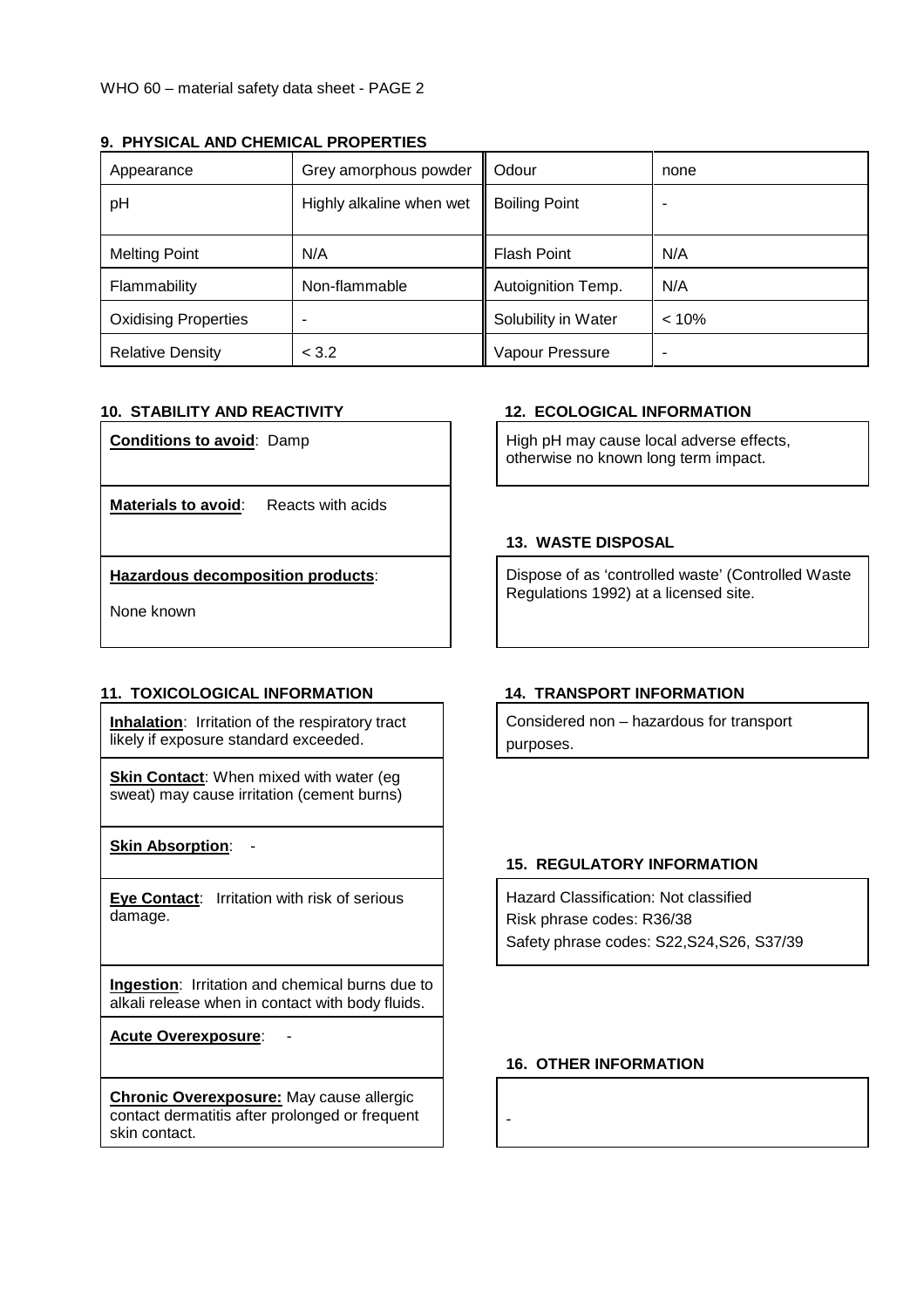## 9. PHYSICAL AND CHEMICAL PROPERTIES

| Appearance | Grey amorphous powder | Odour | none |
|---|---|---|---|
| pH | Highly alkaline when wet | Boiling Point | - |
| Melting Point | N/A | Flash Point | N/A |
| Flammability | Non-flammable | Autoignition Temp. | N/A |
| Oxidising Properties | - | Solubility in Water | < 10% |
| Relative Density | < 3.2 | Vapour Pressure | - |

## 10. STABILITY AND REACTIVITY

**Conditions to avoid**: Damp

**Materials to avoid**: Reacts with acids

**Hazardous decomposition products**:

None known

## 11. TOXICOLOGICAL INFORMATION

**Inhalation**: Irritation of the respiratory tract likely if exposure standard exceeded.

**Skin Contact**: When mixed with water (eg sweat) may cause irritation (cement burns)

**Skin Absorption**: -

**Eye Contact**: Irritation with risk of serious damage.

**Ingestion**: Irritation and chemical burns due to alkali release when in contact with body fluids.

**Acute Overexposure**: -

**Chronic Overexposure:** May cause allergic contact dermatitis after prolonged or frequent skin contact.

## 12. ECOLOGICAL INFORMATION

High pH may cause local adverse effects, otherwise no known long term impact.

## 13. WASTE DISPOSAL

Dispose of as 'controlled waste' (Controlled Waste Regulations 1992) at a licensed site.

## 14. TRANSPORT INFORMATION

Considered non – hazardous for transport purposes.

## 15. REGULATORY INFORMATION

Hazard Classification: Not classified
Risk phrase codes: R36/38
Safety phrase codes: S22,S24,S26, S37/39

## 16. OTHER INFORMATION

-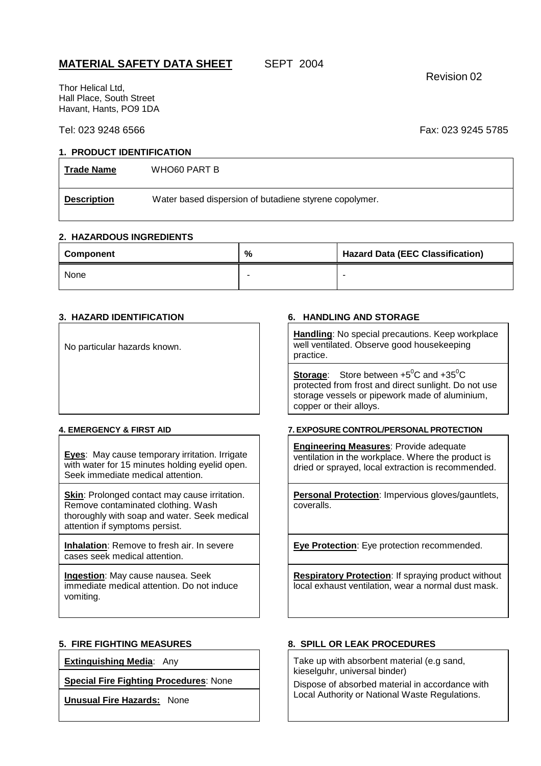## MATERIAL SAFETY DATA SHEET SEPT 2004

Revision 02

Thor Helical Ltd,
Hall Place, South Street
Havant, Hants, PO9 1DA

Tel: 023 9248 6566 Fax: 023 9245 5785

### 1. PRODUCT IDENTIFICATION

| **Trade Name** | WHO60 PART B |
|---|---|
| **Description** | Water based dispersion of butadiene styrene copolymer. |

### 2. HAZARDOUS INGREDIENTS

| Component | % | Hazard Data (EEC Classification) |
|---|---|---|
| None | - | - |

### 3. HAZARD IDENTIFICATION

No particular hazards known.

### 4. EMERGENCY & FIRST AID

**Eyes**: May cause temporary irritation. Irrigate with water for 15 minutes holding eyelid open. Seek immediate medical attention.

**Skin**: Prolonged contact may cause irritation. Remove contaminated clothing. Wash thoroughly with soap and water. Seek medical attention if symptoms persist.

**Inhalation**: Remove to fresh air. In severe cases seek medical attention.

**Ingestion**: May cause nausea. Seek immediate medical attention. Do not induce vomiting.

### 5. FIRE FIGHTING MEASURES

**Extinguishing Media**: Any

**Special Fire Fighting Procedures**: None

**Unusual Fire Hazards:** None

### 6. HANDLING AND STORAGE

**Handling**: No special precautions. Keep workplace well ventilated. Observe good housekeeping practice.

**Storage**: Store between $+5^0$C and $+35^0$C protected from frost and direct sunlight. Do not use storage vessels or pipework made of aluminium, copper or their alloys.

### 7. EXPOSURE CONTROL/PERSONAL PROTECTION

**Engineering Measures**: Provide adequate ventilation in the workplace. Where the product is dried or sprayed, local extraction is recommended.

**Personal Protection**: Impervious gloves/gauntlets, coveralls.

**Eye Protection**: Eye protection recommended.

**Respiratory Protection**: If spraying product without local exhaust ventilation, wear a normal dust mask.

### 8. SPILL OR LEAK PROCEDURES

Take up with absorbent material (e.g sand, kieselguhr, universal binder)

Dispose of absorbed material in accordance with Local Authority or National Waste Regulations.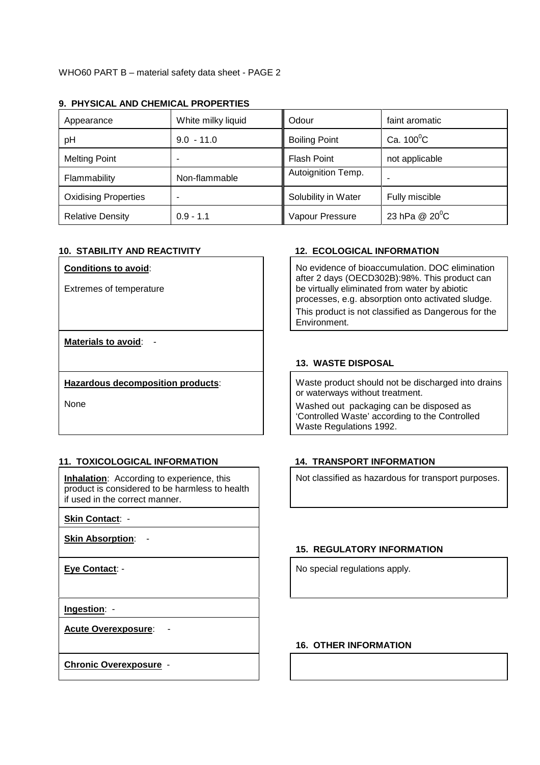WHO60 PART B – material safety data sheet - PAGE 2

## 9. PHYSICAL AND CHEMICAL PROPERTIES

| | | | |
|---|---|---|---|
| Appearance | White milky liquid | Odour | faint aromatic |
| pH | 9.0 - 11.0 | Boiling Point | Ca. $100^0$C |
| Melting Point | - | Flash Point | not applicable |
| Flammability | Non-flammable | Autoignition Temp. | - |
| Oxidising Properties | - | Solubility in Water | Fully miscible |
| Relative Density | 0.9 - 1.1 | Vapour Pressure | 23 hPa @ $20^0$C |

## 10. STABILITY AND REACTIVITY

**Conditions to avoid**:

Extremes of temperature

**Materials to avoid**: -

**Hazardous decomposition products**:

None

## 11. TOXICOLOGICAL INFORMATION

**Inhalation**: According to experience, this product is considered to be harmless to health if used in the correct manner.

**Skin Contact**: -

**Skin Absorption**: -

**Eye Contact**: -

**Ingestion**: -

**Acute Overexposure**: -

**Chronic Overexposure** -

## 12. ECOLOGICAL INFORMATION

No evidence of bioaccumulation. DOC elimination after 2 days (OECD302B):98%. This product can be virtually eliminated from water by abiotic processes, e.g. absorption onto activated sludge.

This product is not classified as Dangerous for the Environment.

## 13. WASTE DISPOSAL

Waste product should not be discharged into drains or waterways without treatment.

Washed out packaging can be disposed as 'Controlled Waste' according to the Controlled Waste Regulations 1992.

## 14. TRANSPORT INFORMATION

Not classified as hazardous for transport purposes.

## 15. REGULATORY INFORMATION

No special regulations apply.

## 16. OTHER INFORMATION